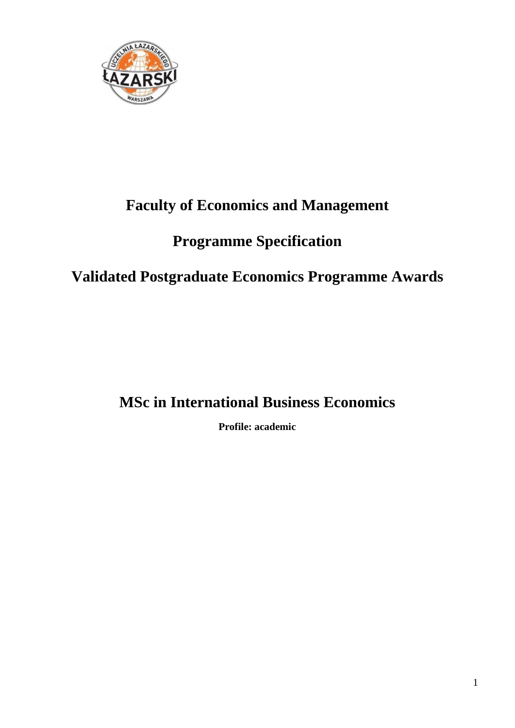# Faculty of Economics and Management

# Programme Specification

# Validated Postgraduate Economics Programme Awards

# MSc in International Business Economics

**Profile: academic**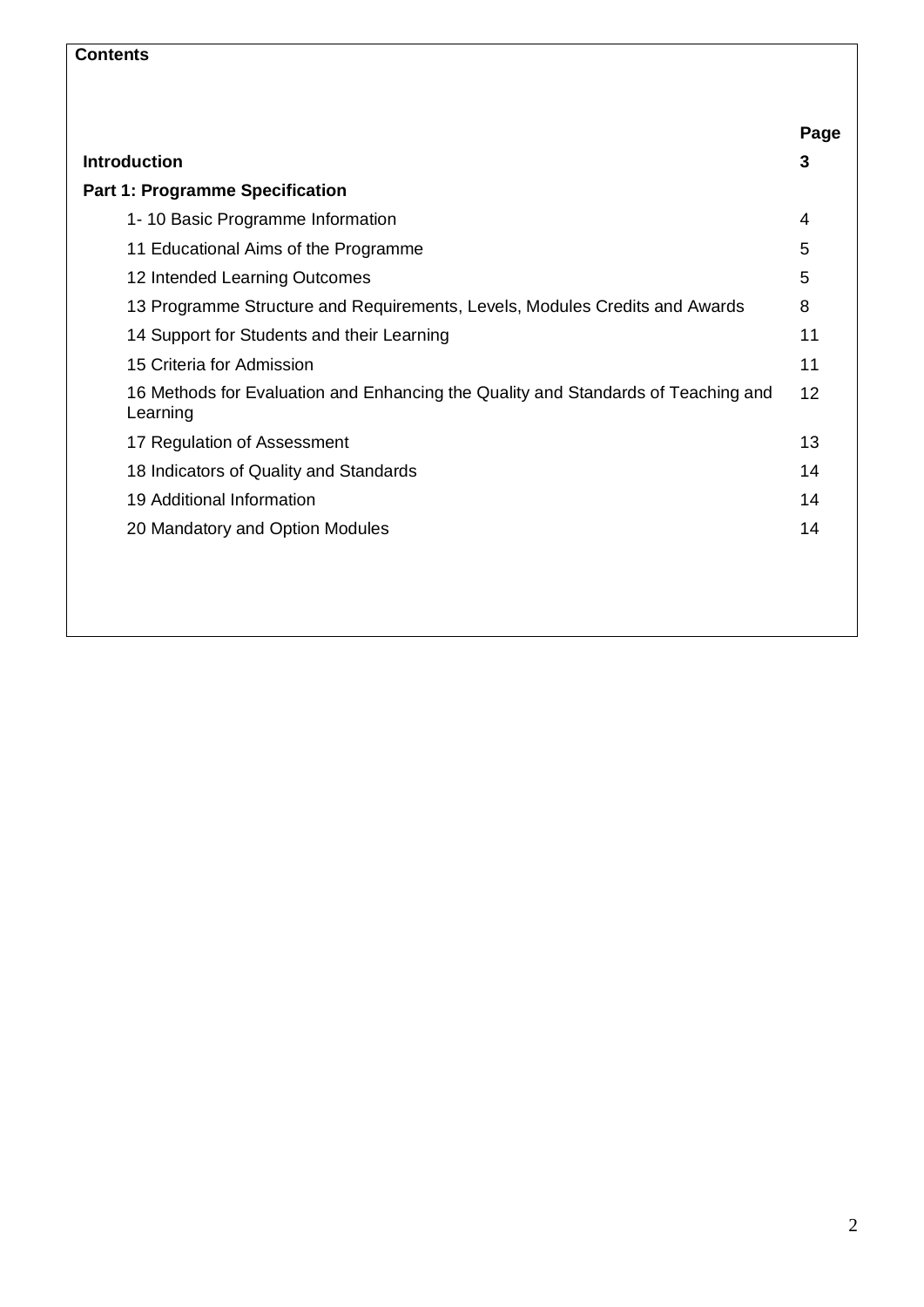**Contents**

| | Page |
|---|---|
| **Introduction** | **3** |
| **Part 1: Programme Specification** | |
| 1- 10 Basic Programme Information | 4 |
| 11 Educational Aims of the Programme | 5 |
| 12 Intended Learning Outcomes | 5 |
| 13 Programme Structure and Requirements, Levels, Modules Credits and Awards | 8 |
| 14 Support for Students and their Learning | 11 |
| 15 Criteria for Admission | 11 |
| 16 Methods for Evaluation and Enhancing the Quality and Standards of Teaching and Learning | 12 |
| 17 Regulation of Assessment | 13 |
| 18 Indicators of Quality and Standards | 14 |
| 19 Additional Information | 14 |
| 20 Mandatory and Option Modules | 14 |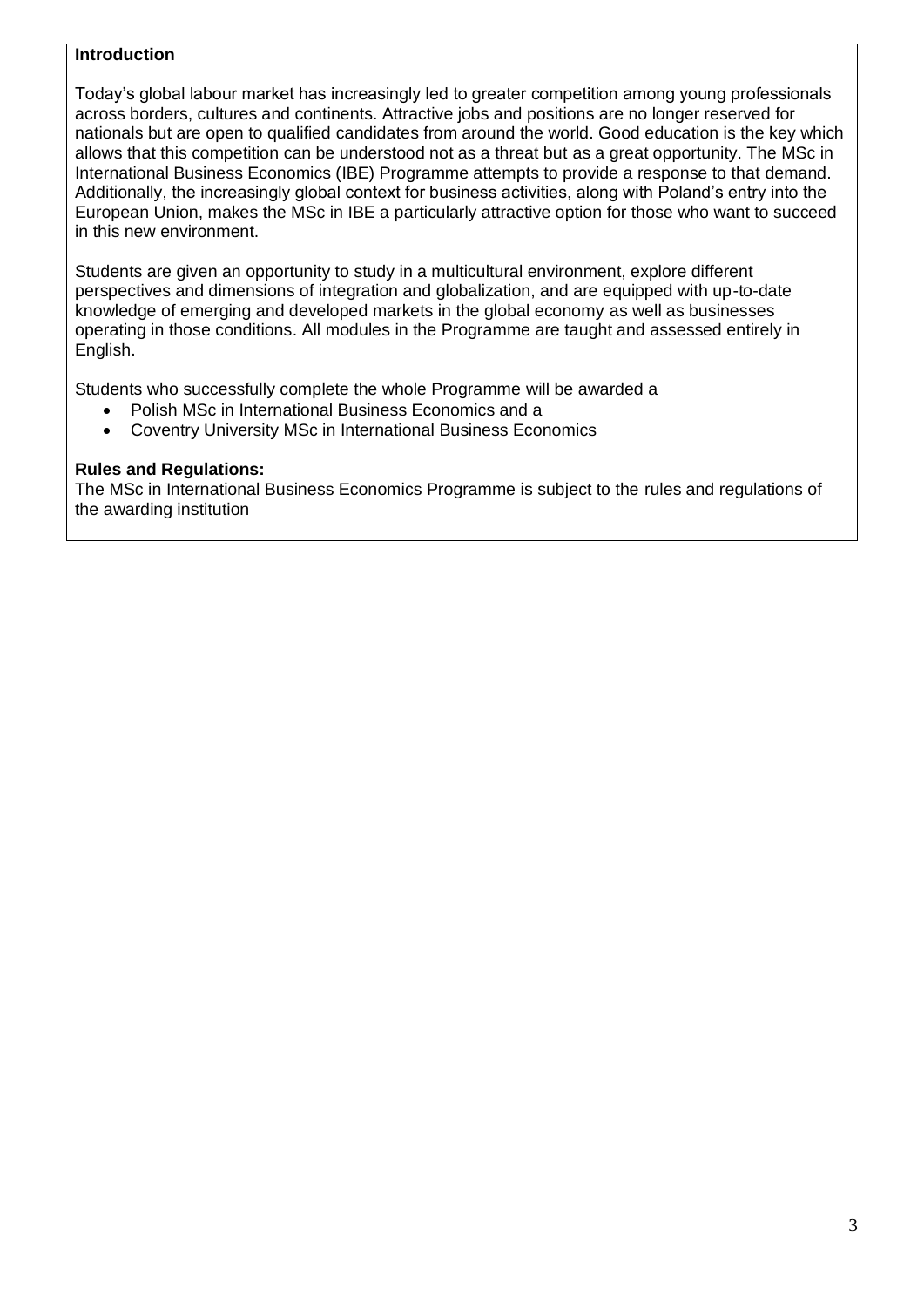**Introduction**

Today's global labour market has increasingly led to greater competition among young professionals across borders, cultures and continents. Attractive jobs and positions are no longer reserved for nationals but are open to qualified candidates from around the world. Good education is the key which allows that this competition can be understood not as a threat but as a great opportunity. The MSc in International Business Economics (IBE) Programme attempts to provide a response to that demand. Additionally, the increasingly global context for business activities, along with Poland's entry into the European Union, makes the MSc in IBE a particularly attractive option for those who want to succeed in this new environment.

Students are given an opportunity to study in a multicultural environment, explore different perspectives and dimensions of integration and globalization, and are equipped with up-to-date knowledge of emerging and developed markets in the global economy as well as businesses operating in those conditions. All modules in the Programme are taught and assessed entirely in English.

Students who successfully complete the whole Programme will be awarded a

- Polish MSc in International Business Economics and a
- Coventry University MSc in International Business Economics

**Rules and Regulations:**

The MSc in International Business Economics Programme is subject to the rules and regulations of the awarding institution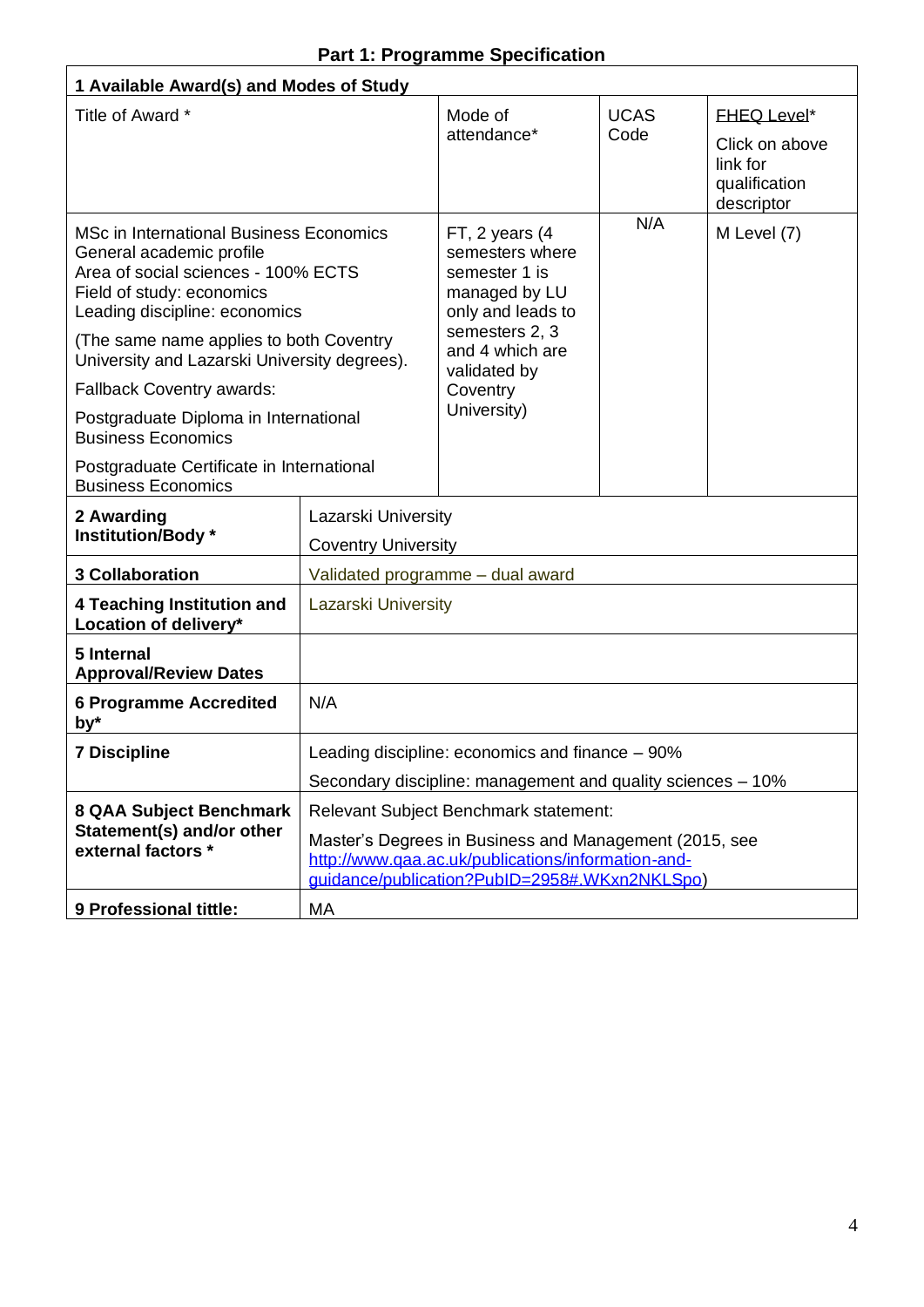# Part 1: Programme Specification

| 1 Available Award(s) and Modes of Study | | | | |
|---|---|---|---|---|
| Title of Award * | | Mode of attendance* | UCAS Code | FHEQ Level* Click on above link for qualification descriptor |
| MSc in International Business Economics<br>General academic profile<br>Area of social sciences - 100% ECTS<br>Field of study: economics<br>Leading discipline: economics<br><br>(The same name applies to both Coventry University and Lazarski University degrees).<br><br>Fallback Coventry awards:<br><br>Postgraduate Diploma in International Business Economics<br><br>Postgraduate Certificate in International Business Economics | | FT, 2 years (4 semesters where semester 1 is managed by LU only and leads to semesters 2, 3 and 4 which are validated by Coventry University) | N/A | M Level (7) |
| **2 Awarding Institution/Body *** | Lazarski University<br>Coventry University | | | |
| **3 Collaboration** | Validated programme – dual award | | | |
| **4 Teaching Institution and Location of delivery*** | Lazarski University | | | |
| **5 Internal Approval/Review Dates** | | | | |
| **6 Programme Accredited by*** | N/A | | | |
| **7 Discipline** | Leading discipline: economics and finance – 90%<br>Secondary discipline: management and quality sciences – 10% | | | |
| **8 QAA Subject Benchmark Statement(s) and/or other external factors *** | Relevant Subject Benchmark statement:<br>Master's Degrees in Business and Management (2015, see http://www.qaa.ac.uk/publications/information-and-guidance/publication?PubID=2958#.WKxn2NKLSpo) | | | |
| **9 Professional tittle:** | MA | | | |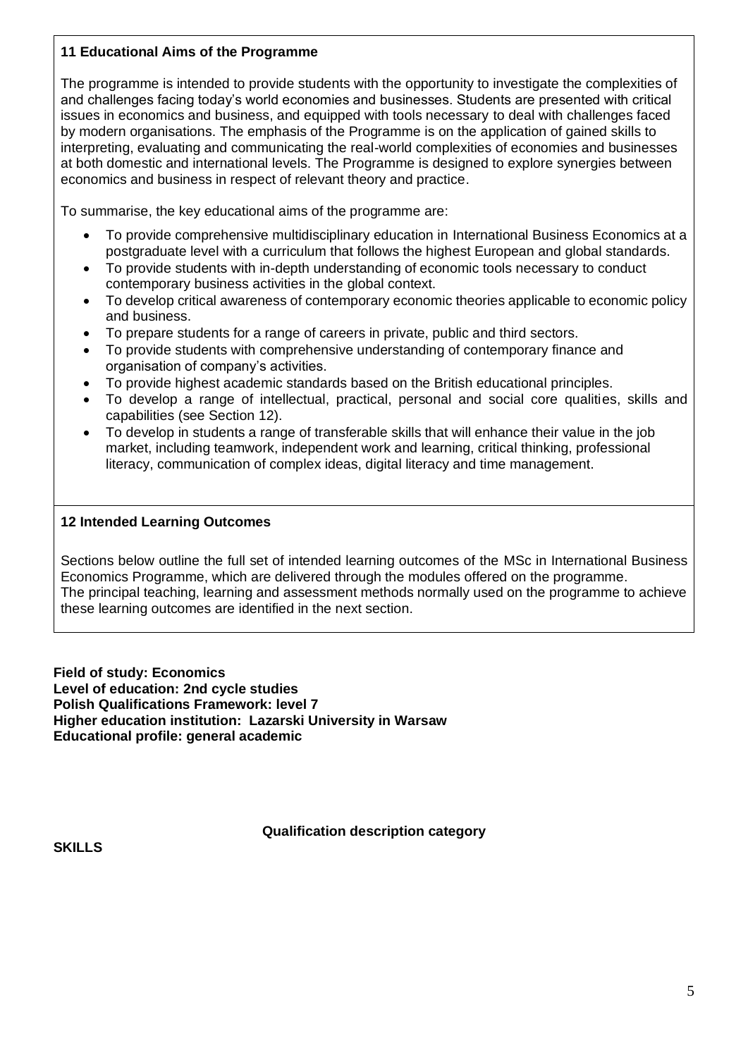### 11 Educational Aims of the Programme

The programme is intended to provide students with the opportunity to investigate the complexities of and challenges facing today's world economies and businesses. Students are presented with critical issues in economics and business, and equipped with tools necessary to deal with challenges faced by modern organisations. The emphasis of the Programme is on the application of gained skills to interpreting, evaluating and communicating the real-world complexities of economies and businesses at both domestic and international levels. The Programme is designed to explore synergies between economics and business in respect of relevant theory and practice.

To summarise, the key educational aims of the programme are:

- To provide comprehensive multidisciplinary education in International Business Economics at a postgraduate level with a curriculum that follows the highest European and global standards.
- To provide students with in-depth understanding of economic tools necessary to conduct contemporary business activities in the global context.
- To develop critical awareness of contemporary economic theories applicable to economic policy and business.
- To prepare students for a range of careers in private, public and third sectors.
- To provide students with comprehensive understanding of contemporary finance and organisation of company's activities.
- To provide highest academic standards based on the British educational principles.
- To develop a range of intellectual, practical, personal and social core qualities, skills and capabilities (see Section 12).
- To develop in students a range of transferable skills that will enhance their value in the job market, including teamwork, independent work and learning, critical thinking, professional literacy, communication of complex ideas, digital literacy and time management.

### 12 Intended Learning Outcomes

Sections below outline the full set of intended learning outcomes of the MSc in International Business Economics Programme, which are delivered through the modules offered on the programme.
The principal teaching, learning and assessment methods normally used on the programme to achieve these learning outcomes are identified in the next section.

**Field of study: Economics**
**Level of education: 2nd cycle studies**
**Polish Qualifications Framework: level 7**
**Higher education institution: Lazarski University in Warsaw**
**Educational profile: general academic**

**Qualification description category**

**SKILLS**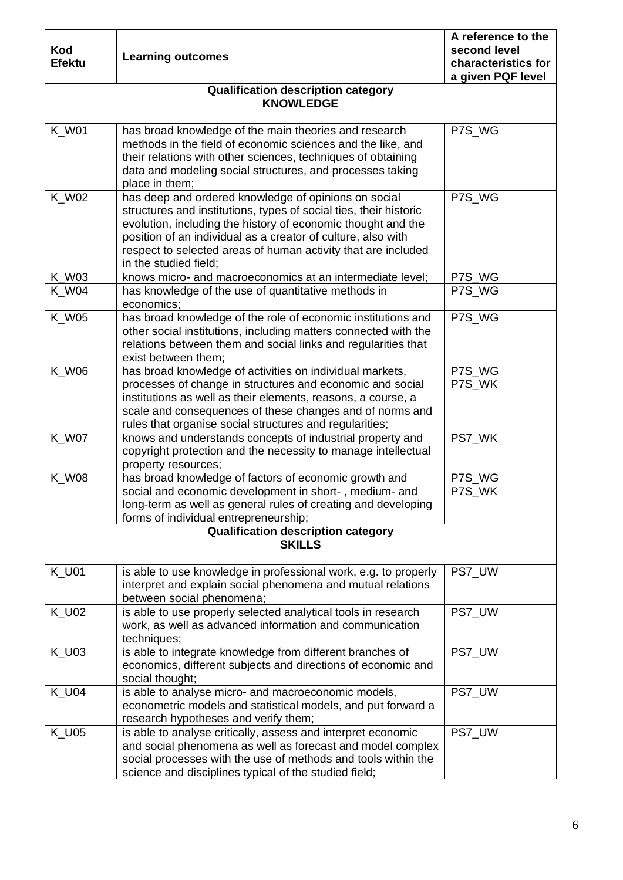| Kod Efektu | Learning outcomes | A reference to the second level characteristics for a given PQF level |
|---|---|---|
| **Qualification description category KNOWLEDGE** | | |
| K_W01 | has broad knowledge of the main theories and research methods in the field of economic sciences and the like, and their relations with other sciences, techniques of obtaining data and modeling social structures, and processes taking place in them; | P7S_WG |
| K_W02 | has deep and ordered knowledge of opinions on social structures and institutions, types of social ties, their historic evolution, including the history of economic thought and the position of an individual as a creator of culture, also with respect to selected areas of human activity that are included in the studied field; | P7S_WG |
| K_W03 | knows micro- and macroeconomics at an intermediate level; | P7S_WG |
| K_W04 | has knowledge of the use of quantitative methods in economics; | P7S_WG |
| K_W05 | has broad knowledge of the role of economic institutions and other social institutions, including matters connected with the relations between them and social links and regularities that exist between them; | P7S_WG |
| K_W06 | has broad knowledge of activities on individual markets, processes of change in structures and economic and social institutions as well as their elements, reasons, a course, a scale and consequences of these changes and of norms and rules that organise social structures and regularities; | P7S_WG P7S_WK |
| K_W07 | knows and understands concepts of industrial property and copyright protection and the necessity to manage intellectual property resources; | PS7_WK |
| K_W08 | has broad knowledge of factors of economic growth and social and economic development in short- , medium- and long-term as well as general rules of creating and developing forms of individual entrepreneurship; | P7S_WG P7S_WK |
| **Qualification description category SKILLS** | | |
| K_U01 | is able to use knowledge in professional work, e.g. to properly interpret and explain social phenomena and mutual relations between social phenomena; | PS7_UW |
| K_U02 | is able to use properly selected analytical tools in research work, as well as advanced information and communication techniques; | PS7_UW |
| K_U03 | is able to integrate knowledge from different branches of economics, different subjects and directions of economic and social thought; | PS7_UW |
| K_U04 | is able to analyse micro- and macroeconomic models, econometric models and statistical models, and put forward a research hypotheses and verify them; | PS7_UW |
| K_U05 | is able to analyse critically, assess and interpret economic and social phenomena as well as forecast and model complex social processes with the use of methods and tools within the science and disciplines typical of the studied field; | PS7_UW |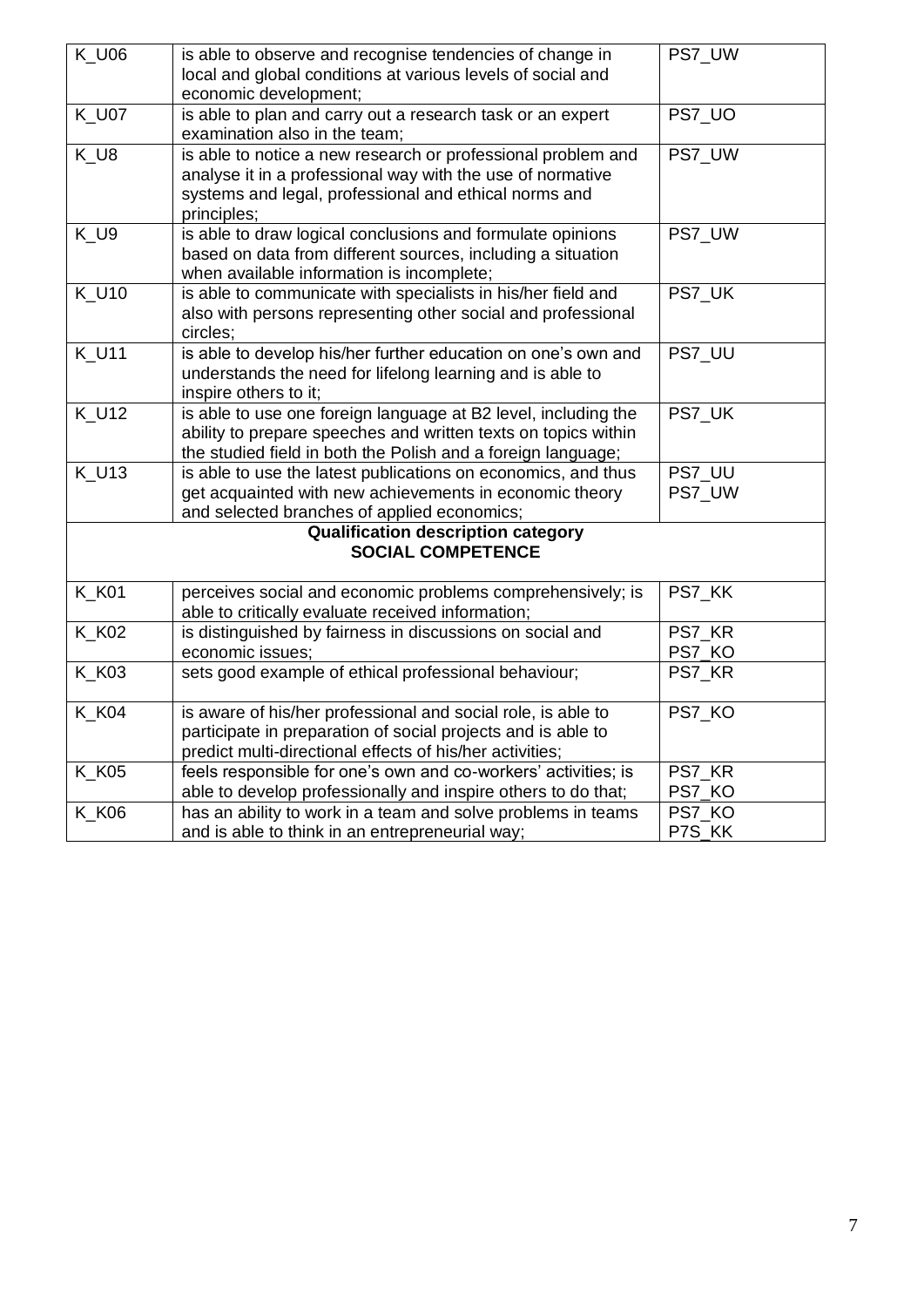| | | |
|---|---|---|
| K_U06 | is able to observe and recognise tendencies of change in local and global conditions at various levels of social and economic development; | PS7_UW |
| K_U07 | is able to plan and carry out a research task or an expert examination also in the team; | PS7_UO |
| K_U8 | is able to notice a new research or professional problem and analyse it in a professional way with the use of normative systems and legal, professional and ethical norms and principles; | PS7_UW |
| K_U9 | is able to draw logical conclusions and formulate opinions based on data from different sources, including a situation when available information is incomplete; | PS7_UW |
| K_U10 | is able to communicate with specialists in his/her field and also with persons representing other social and professional circles; | PS7_UK |
| K_U11 | is able to develop his/her further education on one's own and understands the need for lifelong learning and is able to inspire others to it; | PS7_UU |
| K_U12 | is able to use one foreign language at B2 level, including the ability to prepare speeches and written texts on topics within the studied field in both the Polish and a foreign language; | PS7_UK |
| K_U13 | is able to use the latest publications on economics, and thus get acquainted with new achievements in economic theory and selected branches of applied economics; | PS7_UU<br>PS7_UW |
| **Qualification description category<br>SOCIAL COMPETENCE** | | |
| K_K01 | perceives social and economic problems comprehensively; is able to critically evaluate received information; | PS7_KK |
| K_K02 | is distinguished by fairness in discussions on social and economic issues; | PS7_KR<br>PS7_KO |
| K_K03 | sets good example of ethical professional behaviour; | PS7_KR |
| K_K04 | is aware of his/her professional and social role, is able to participate in preparation of social projects and is able to predict multi-directional effects of his/her activities; | PS7_KO |
| K_K05 | feels responsible for one's own and co-workers' activities; is able to develop professionally and inspire others to do that; | PS7_KR<br>PS7_KO |
| K_K06 | has an ability to work in a team and solve problems in teams and is able to think in an entrepreneurial way; | PS7_KO<br>P7S_KK |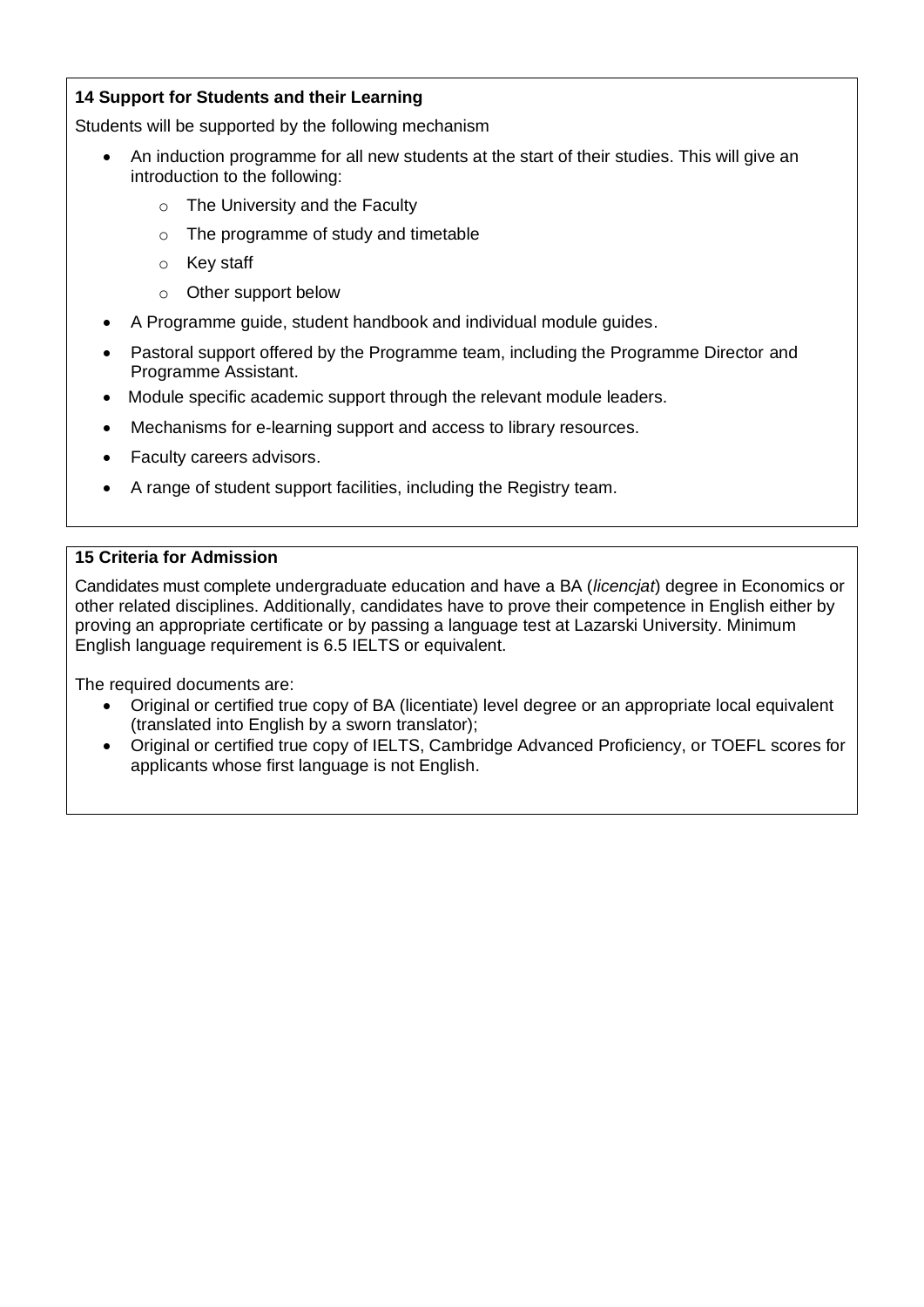**14 Support for Students and their Learning**

Students will be supported by the following mechanism

- An induction programme for all new students at the start of their studies. This will give an introduction to the following:
    - The University and the Faculty
    - The programme of study and timetable
    - Key staff
    - Other support below
- A Programme guide, student handbook and individual module guides.
- Pastoral support offered by the Programme team, including the Programme Director and Programme Assistant.
- Module specific academic support through the relevant module leaders.
- Mechanisms for e-learning support and access to library resources.
- Faculty careers advisors.
- A range of student support facilities, including the Registry team.

**15 Criteria for Admission**

Candidates must complete undergraduate education and have a BA (*licencjat*) degree in Economics or other related disciplines. Additionally, candidates have to prove their competence in English either by proving an appropriate certificate or by passing a language test at Lazarski University. Minimum English language requirement is 6.5 IELTS or equivalent.

The required documents are:

- Original or certified true copy of BA (licentiate) level degree or an appropriate local equivalent (translated into English by a sworn translator);
- Original or certified true copy of IELTS, Cambridge Advanced Proficiency, or TOEFL scores for applicants whose first language is not English.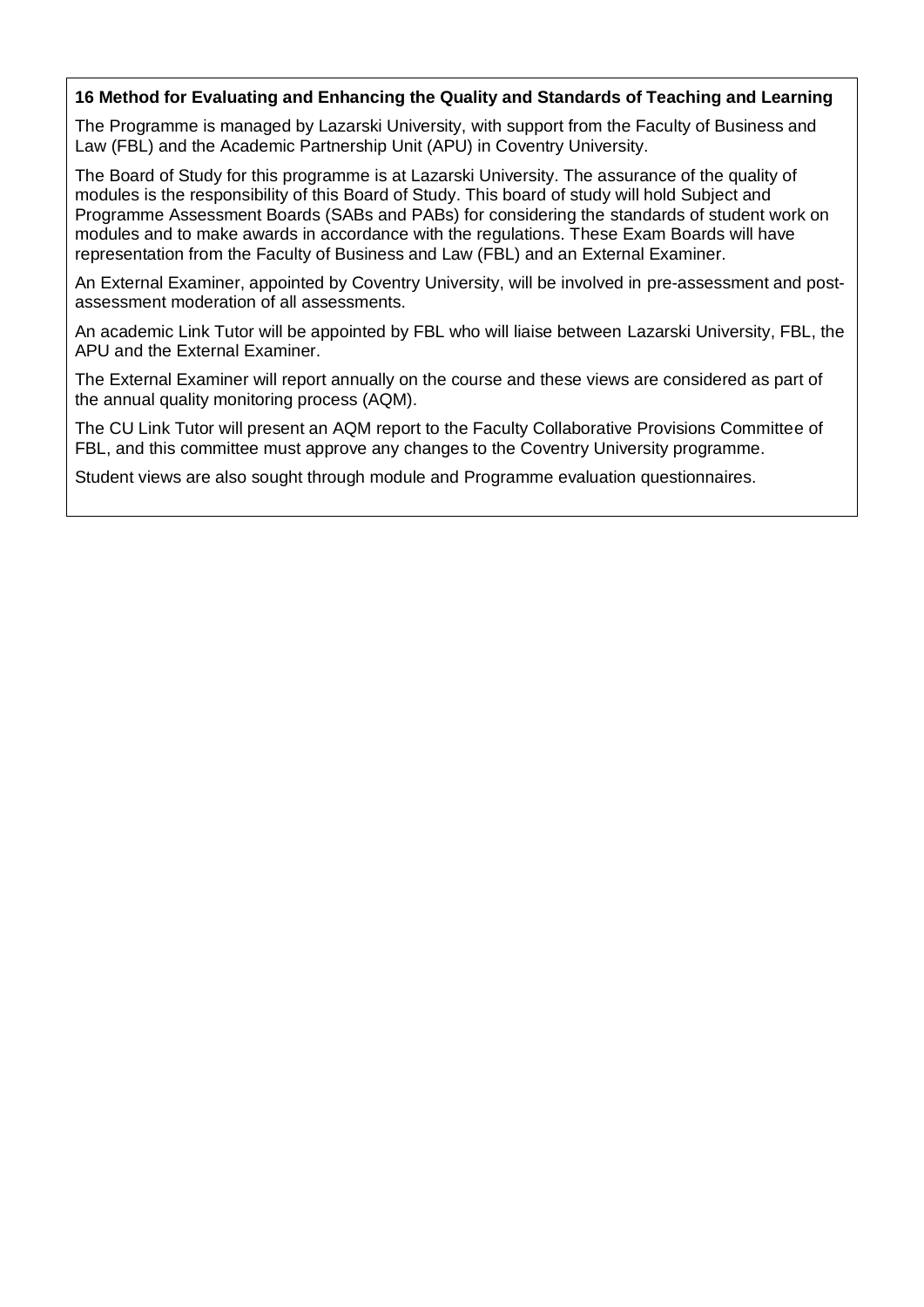## 16 Method for Evaluating and Enhancing the Quality and Standards of Teaching and Learning

The Programme is managed by Lazarski University, with support from the Faculty of Business and Law (FBL) and the Academic Partnership Unit (APU) in Coventry University.

The Board of Study for this programme is at Lazarski University. The assurance of the quality of modules is the responsibility of this Board of Study. This board of study will hold Subject and Programme Assessment Boards (SABs and PABs) for considering the standards of student work on modules and to make awards in accordance with the regulations. These Exam Boards will have representation from the Faculty of Business and Law (FBL) and an External Examiner.

An External Examiner, appointed by Coventry University, will be involved in pre-assessment and post-assessment moderation of all assessments.

An academic Link Tutor will be appointed by FBL who will liaise between Lazarski University, FBL, the APU and the External Examiner.

The External Examiner will report annually on the course and these views are considered as part of the annual quality monitoring process (AQM).

The CU Link Tutor will present an AQM report to the Faculty Collaborative Provisions Committee of FBL, and this committee must approve any changes to the Coventry University programme.

Student views are also sought through module and Programme evaluation questionnaires.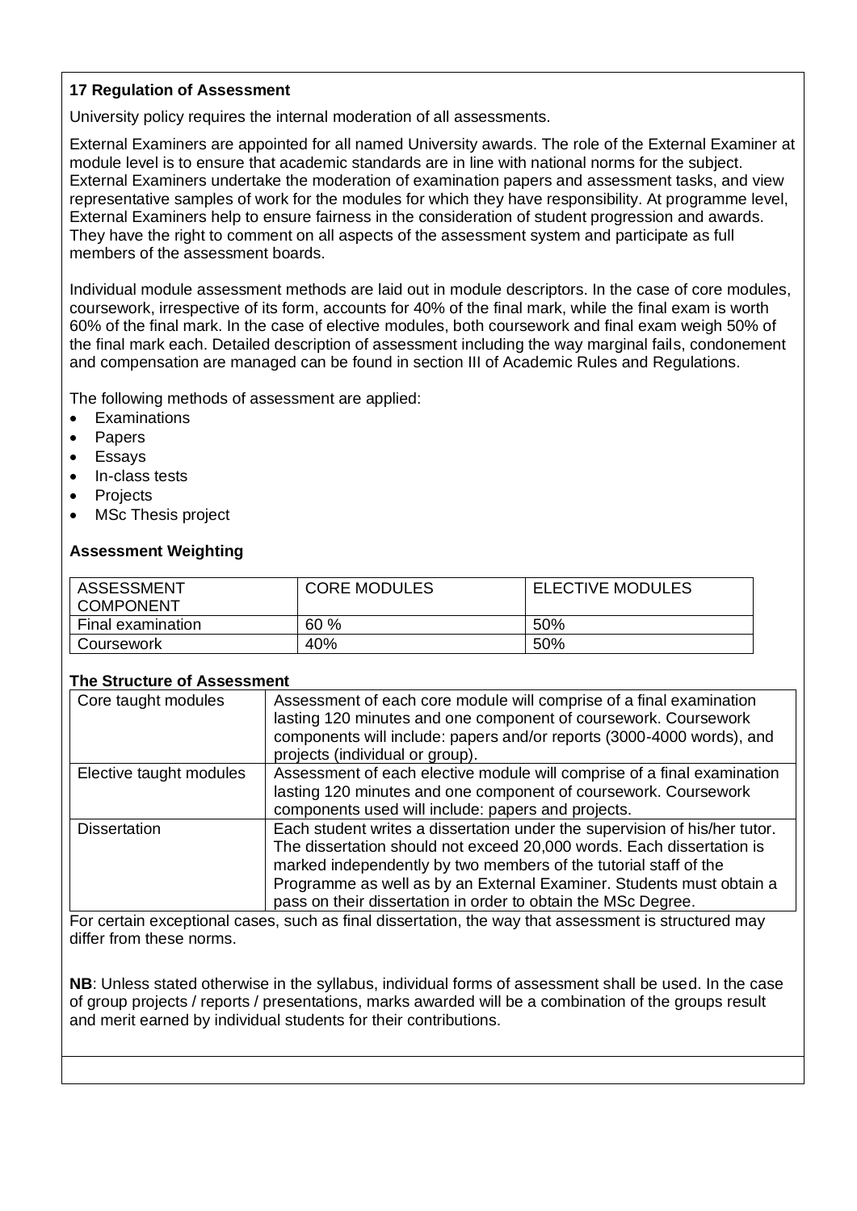### 17 Regulation of Assessment

University policy requires the internal moderation of all assessments.

External Examiners are appointed for all named University awards. The role of the External Examiner at module level is to ensure that academic standards are in line with national norms for the subject. External Examiners undertake the moderation of examination papers and assessment tasks, and view representative samples of work for the modules for which they have responsibility. At programme level, External Examiners help to ensure fairness in the consideration of student progression and awards. They have the right to comment on all aspects of the assessment system and participate as full members of the assessment boards.

Individual module assessment methods are laid out in module descriptors. In the case of core modules, coursework, irrespective of its form, accounts for 40% of the final mark, while the final exam is worth 60% of the final mark. In the case of elective modules, both coursework and final exam weigh 50% of the final mark each. Detailed description of assessment including the way marginal fails, condonement and compensation are managed can be found in section III of Academic Rules and Regulations.

The following methods of assessment are applied:

- Examinations
- Papers
- Essays
- In-class tests
- Projects
- MSc Thesis project

**Assessment Weighting**

| ASSESSMENT COMPONENT | CORE MODULES | ELECTIVE MODULES |
|---|---|---|
| Final examination | 60 % | 50% |
| Coursework | 40% | 50% |

**The Structure of Assessment**

| | |
|---|---|
| Core taught modules | Assessment of each core module will comprise of a final examination lasting 120 minutes and one component of coursework. Coursework components will include: papers and/or reports (3000-4000 words), and projects (individual or group). |
| Elective taught modules | Assessment of each elective module will comprise of a final examination lasting 120 minutes and one component of coursework. Coursework components used will include: papers and projects. |
| Dissertation | Each student writes a dissertation under the supervision of his/her tutor. The dissertation should not exceed 20,000 words. Each dissertation is marked independently by two members of the tutorial staff of the Programme as well as by an External Examiner. Students must obtain a pass on their dissertation in order to obtain the MSc Degree. |

For certain exceptional cases, such as final dissertation, the way that assessment is structured may differ from these norms.

**NB**: Unless stated otherwise in the syllabus, individual forms of assessment shall be used. In the case of group projects / reports / presentations, marks awarded will be a combination of the groups result and merit earned by individual students for their contributions.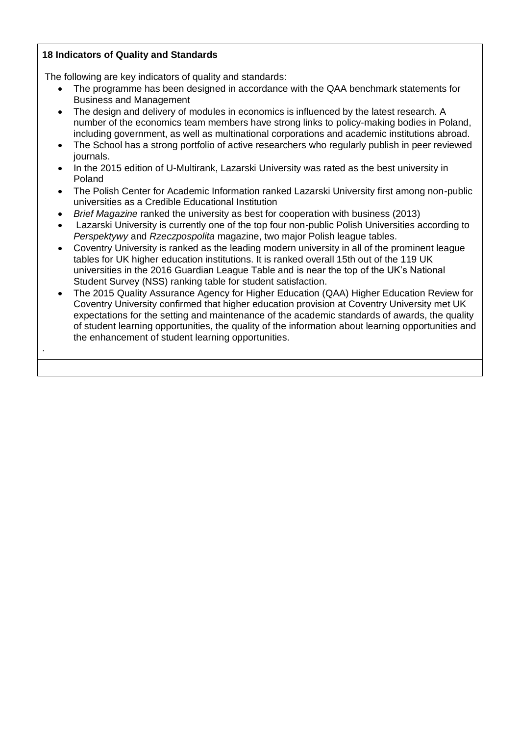**18 Indicators of Quality and Standards**

The following are key indicators of quality and standards:

- The programme has been designed in accordance with the QAA benchmark statements for Business and Management
- The design and delivery of modules in economics is influenced by the latest research. A number of the economics team members have strong links to policy-making bodies in Poland, including government, as well as multinational corporations and academic institutions abroad.
- The School has a strong portfolio of active researchers who regularly publish in peer reviewed journals.
- In the 2015 edition of U-Multirank, Lazarski University was rated as the best university in Poland
- The Polish Center for Academic Information ranked Lazarski University first among non-public universities as a Credible Educational Institution
- *Brief Magazine* ranked the university as best for cooperation with business (2013)
- Lazarski University is currently one of the top four non-public Polish Universities according to *Perspektywy* and *Rzeczpospolita* magazine, two major Polish league tables.
- Coventry University is ranked as the leading modern university in all of the prominent league tables for UK higher education institutions. It is ranked overall 15th out of the 119 UK universities in the 2016 Guardian League Table and is near the top of the UK's National Student Survey (NSS) ranking table for student satisfaction.
- The 2015 Quality Assurance Agency for Higher Education (QAA) Higher Education Review for Coventry University confirmed that higher education provision at Coventry University met UK expectations for the setting and maintenance of the academic standards of awards, the quality of student learning opportunities, the quality of the information about learning opportunities and the enhancement of student learning opportunities.

.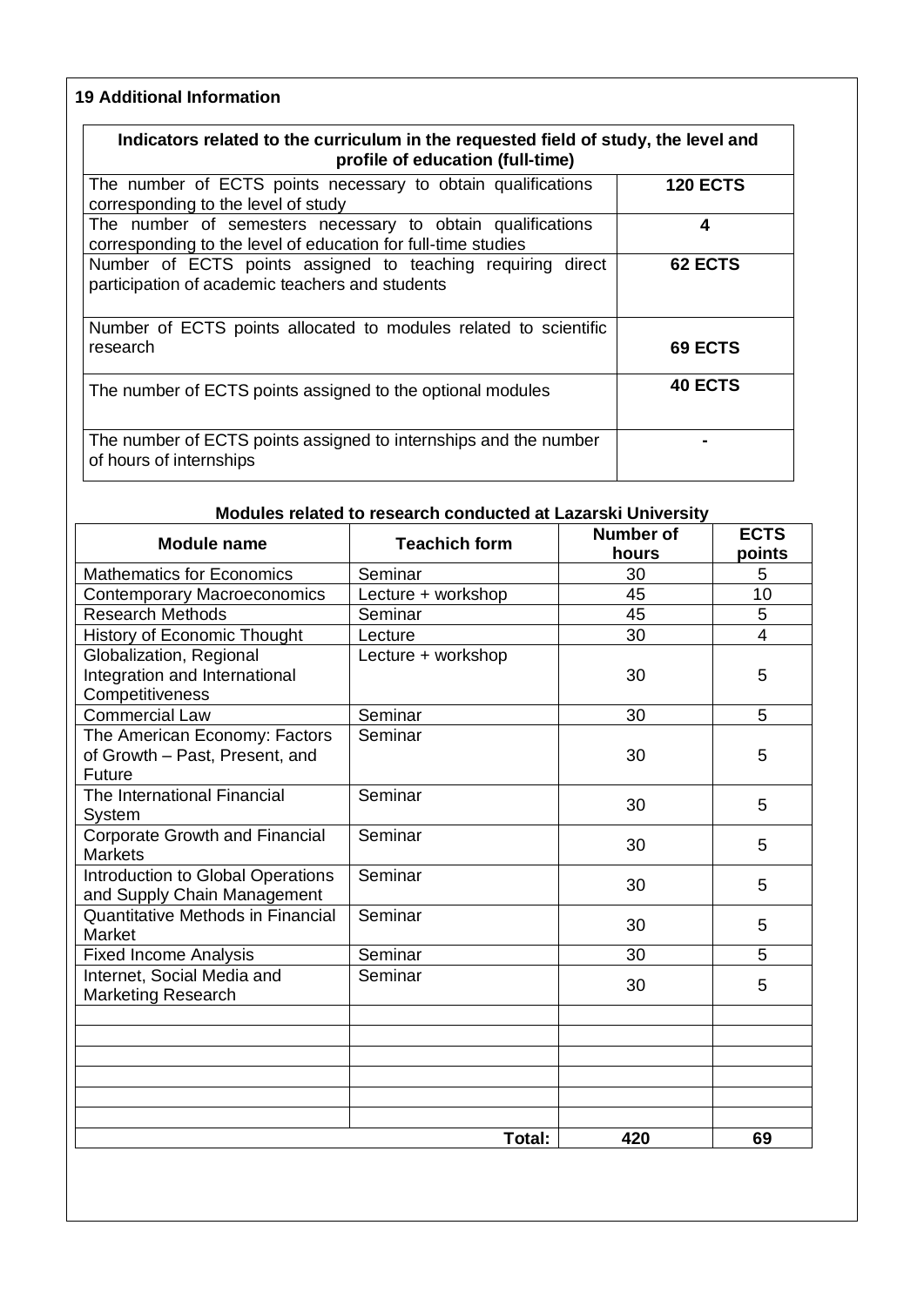## 19 Additional Information

| Indicators related to the curriculum in the requested field of study, the level and profile of education (full-time) | |
|---|---|
| The number of ECTS points necessary to obtain qualifications corresponding to the level of study | **120 ECTS** |
| The number of semesters necessary to obtain qualifications corresponding to the level of education for full-time studies | **4** |
| Number of ECTS points assigned to teaching requiring direct participation of academic teachers and students | **62 ECTS** |
| Number of ECTS points allocated to modules related to scientific research | **69 ECTS** |
| The number of ECTS points assigned to the optional modules | **40 ECTS** |
| The number of ECTS points assigned to internships and the number of hours of internships | **-** |

**Modules related to research conducted at Lazarski University**

| Module name | Teachich form | Number of hours | ECTS points |
|---|---|---|---|
| Mathematics for Economics | Seminar | 30 | 5 |
| Contemporary Macroeconomics | Lecture + workshop | 45 | 10 |
| Research Methods | Seminar | 45 | 5 |
| History of Economic Thought | Lecture | 30 | 4 |
| Globalization, Regional Integration and International Competitiveness | Lecture + workshop | 30 | 5 |
| Commercial Law | Seminar | 30 | 5 |
| The American Economy: Factors of Growth – Past, Present, and Future | Seminar | 30 | 5 |
| The International Financial System | Seminar | 30 | 5 |
| Corporate Growth and Financial Markets | Seminar | 30 | 5 |
| Introduction to Global Operations and Supply Chain Management | Seminar | 30 | 5 |
| Quantitative Methods in Financial Market | Seminar | 30 | 5 |
| Fixed Income Analysis | Seminar | 30 | 5 |
| Internet, Social Media and Marketing Research | Seminar | 30 | 5 |
| | | | |
| | | | |
| | | | |
| | | | |
| | | | |
| | | | |
| | **Total:** | **420** | **69** |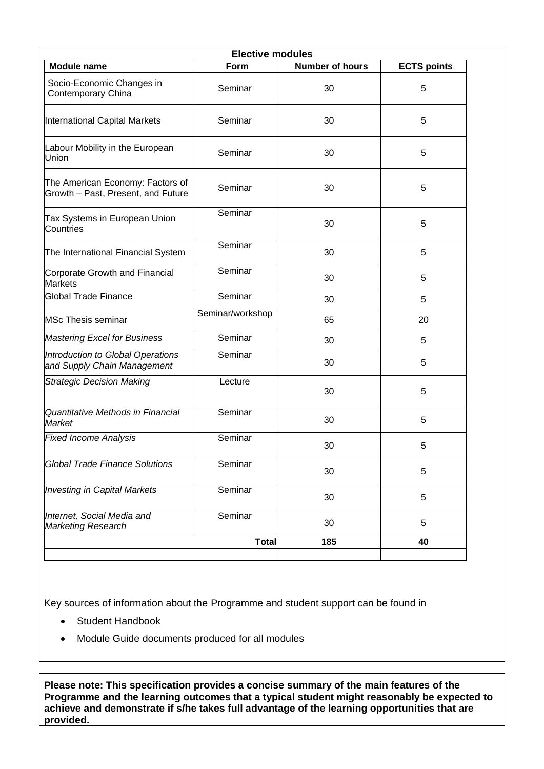| Elective modules | | | |
|---|---|---|---|
| **Module name** | **Form** | **Number of hours** | **ECTS points** |
| Socio-Economic Changes in Contemporary China | Seminar | 30 | 5 |
| International Capital Markets | Seminar | 30 | 5 |
| Labour Mobility in the European Union | Seminar | 30 | 5 |
| The American Economy: Factors of Growth – Past, Present, and Future | Seminar | 30 | 5 |
| Tax Systems in European Union Countries | Seminar | 30 | 5 |
| The International Financial System | Seminar | 30 | 5 |
| Corporate Growth and Financial Markets | Seminar | 30 | 5 |
| Global Trade Finance | Seminar | 30 | 5 |
| MSc Thesis seminar | Seminar/workshop | 65 | 20 |
| *Mastering Excel for Business* | Seminar | 30 | 5 |
| *Introduction to Global Operations and Supply Chain Management* | Seminar | 30 | 5 |
| *Strategic Decision Making* | Lecture | 30 | 5 |
| *Quantitative Methods in Financial Market* | Seminar | 30 | 5 |
| *Fixed Income Analysis* | Seminar | 30 | 5 |
| *Global Trade Finance Solutions* | Seminar | 30 | 5 |
| *Investing in Capital Markets* | Seminar | 30 | 5 |
| *Internet, Social Media and Marketing Research* | Seminar | 30 | 5 |
| | **Total** | **185** | **40** |

Key sources of information about the Programme and student support can be found in

- Student Handbook
- Module Guide documents produced for all modules

**Please note: This specification provides a concise summary of the main features of the Programme and the learning outcomes that a typical student might reasonably be expected to achieve and demonstrate if s/he takes full advantage of the learning opportunities that are provided.**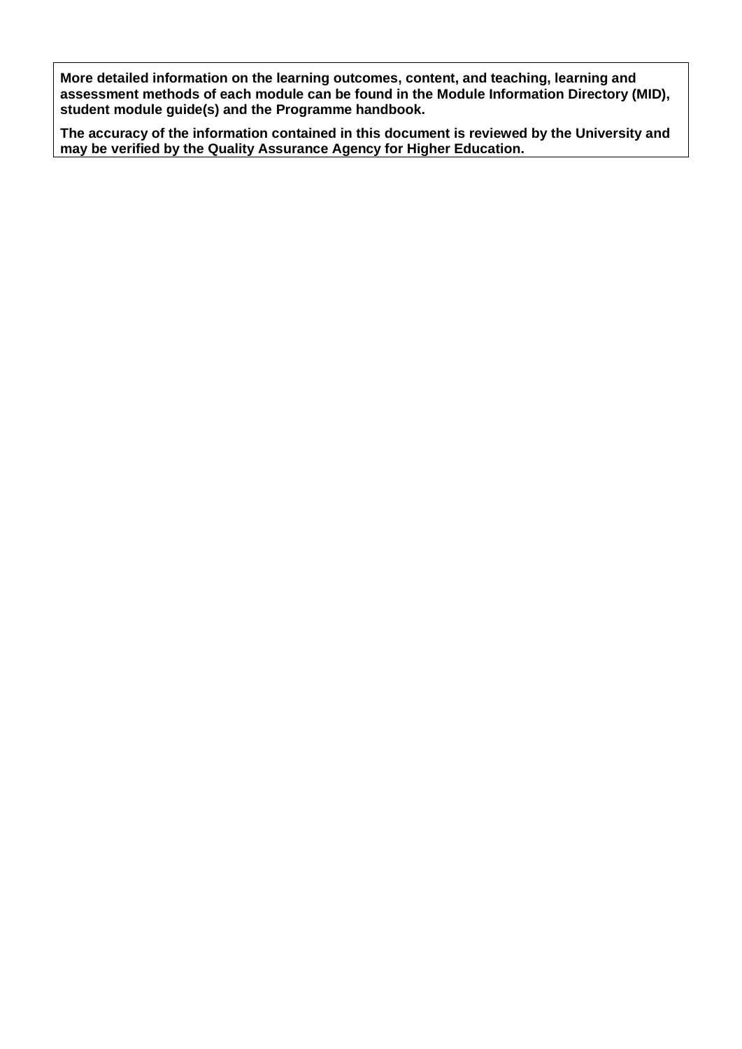**More detailed information on the learning outcomes, content, and teaching, learning and assessment methods of each module can be found in the Module Information Directory (MID), student module guide(s) and the Programme handbook.**

**The accuracy of the information contained in this document is reviewed by the University and may be verified by the Quality Assurance Agency for Higher Education.**